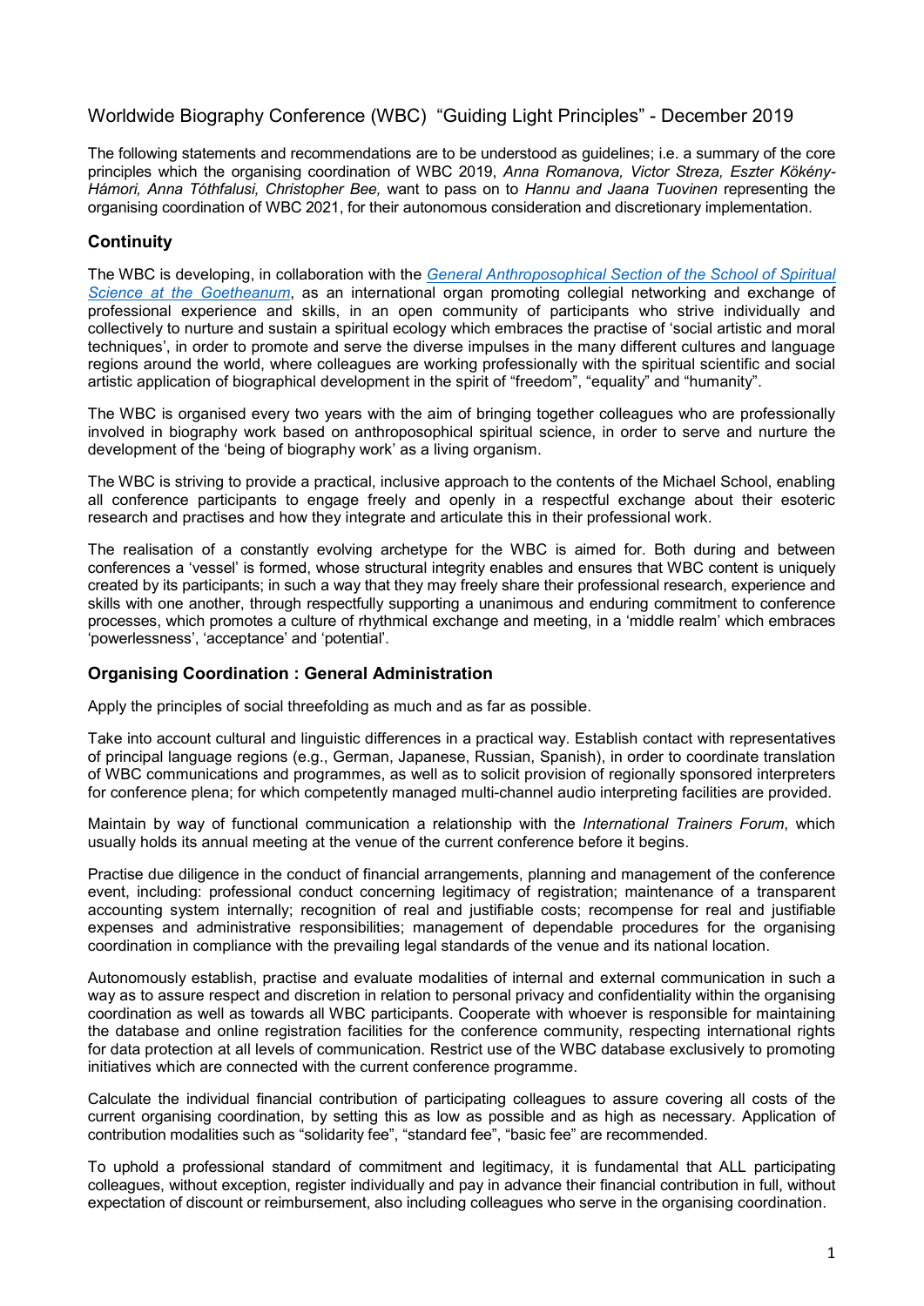# Worldwide Biography Conference (WBC) "Guiding Light Principles" - December 2019

The following statements and recommendations are to be understood as guidelines; i.e. a summary of the core principles which the organising coordination of WBC 2019, *Anna Romanova, Victor Streza, Eszter Kökény-Hámori, Anna Tóthfalusi, Christopher Bee,* want to pass on to *Hannu and Jaana Tuovinen* representing the organising coordination of WBC 2021, for their autonomous consideration and discretionary implementation.

## Continuity

The WBC is developing, in collaboration with the *General Anthroposophical Section of the School of Spiritual Science at the Goetheanum*, as an international organ promoting collegial networking and exchange of professional experience and skills, in an open community of participants who strive individually and collectively to nurture and sustain a spiritual ecology which embraces the practise of 'social artistic and moral techniques', in order to promote and serve the diverse impulses in the many different cultures and language regions around the world, where colleagues are working professionally with the spiritual scientific and social artistic application of biographical development in the spirit of "freedom", "equality" and "humanity".

The WBC is organised every two years with the aim of bringing together colleagues who are professionally involved in biography work based on anthroposophical spiritual science, in order to serve and nurture the development of the 'being of biography work' as a living organism.

The WBC is striving to provide a practical, inclusive approach to the contents of the Michael School, enabling all conference participants to engage freely and openly in a respectful exchange about their esoteric research and practises and how they integrate and articulate this in their professional work.

The realisation of a constantly evolving archetype for the WBC is aimed for. Both during and between conferences a 'vessel' is formed, whose structural integrity enables and ensures that WBC content is uniquely created by its participants; in such a way that they may freely share their professional research, experience and skills with one another, through respectfully supporting a unanimous and enduring commitment to conference processes, which promotes a culture of rhythmical exchange and meeting, in a 'middle realm' which embraces 'powerlessness', 'acceptance' and 'potential'.

## Organising Coordination : General Administration

Apply the principles of social threefolding as much and as far as possible.

Take into account cultural and linguistic differences in a practical way. Establish contact with representatives of principal language regions (e.g., German, Japanese, Russian, Spanish), in order to coordinate translation of WBC communications and programmes, as well as to solicit provision of regionally sponsored interpreters for conference plena; for which competently managed multi-channel audio interpreting facilities are provided.

Maintain by way of functional communication a relationship with the *International Trainers Forum*, which usually holds its annual meeting at the venue of the current conference before it begins.

Practise due diligence in the conduct of financial arrangements, planning and management of the conference event, including: professional conduct concerning legitimacy of registration; maintenance of a transparent accounting system internally; recognition of real and justifiable costs; recompense for real and justifiable expenses and administrative responsibilities; management of dependable procedures for the organising coordination in compliance with the prevailing legal standards of the venue and its national location.

Autonomously establish, practise and evaluate modalities of internal and external communication in such a way as to assure respect and discretion in relation to personal privacy and confidentiality within the organising coordination as well as towards all WBC participants. Cooperate with whoever is responsible for maintaining the database and online registration facilities for the conference community, respecting international rights for data protection at all levels of communication. Restrict use of the WBC database exclusively to promoting initiatives which are connected with the current conference programme.

Calculate the individual financial contribution of participating colleagues to assure covering all costs of the current organising coordination, by setting this as low as possible and as high as necessary. Application of contribution modalities such as "solidarity fee", "standard fee", "basic fee" are recommended.

To uphold a professional standard of commitment and legitimacy, it is fundamental that ALL participating colleagues, without exception, register individually and pay in advance their financial contribution in full, without expectation of discount or reimbursement, also including colleagues who serve in the organising coordination.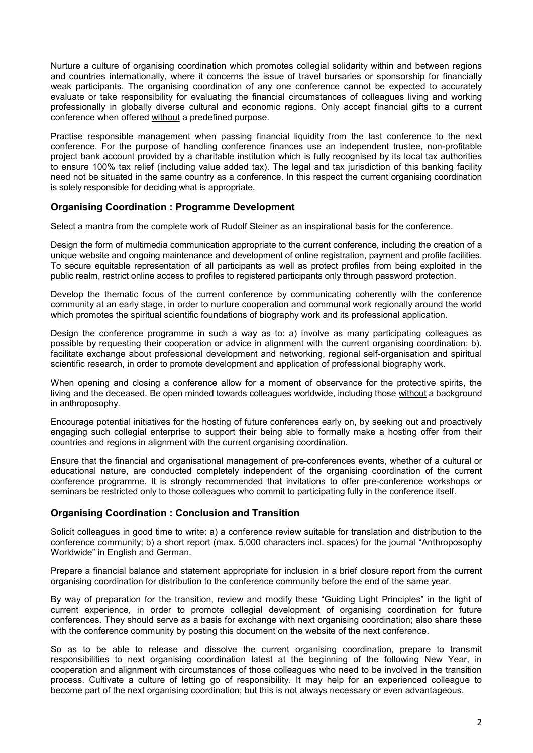Nurture a culture of organising coordination which promotes collegial solidarity within and between regions and countries internationally, where it concerns the issue of travel bursaries or sponsorship for financially weak participants. The organising coordination of any one conference cannot be expected to accurately evaluate or take responsibility for evaluating the financial circumstances of colleagues living and working professionally in globally diverse cultural and economic regions. Only accept financial gifts to a current conference when offered <u>without</u> a predefined purpose.

Practise responsible management when passing financial liquidity from the last conference to the next conference. For the purpose of handling conference finances use an independent trustee, non-profitable project bank account provided by a charitable institution which is fully recognised by its local tax authorities to ensure 100% tax relief (including value added tax). The legal and tax jurisdiction of this banking facility need not be situated in the same country as a conference. In this respect the current organising coordination is solely responsible for deciding what is appropriate.

### Organising Coordination : Programme Development

Select a mantra from the complete work of Rudolf Steiner as an inspirational basis for the conference.

Design the form of multimedia communication appropriate to the current conference, including the creation of a unique website and ongoing maintenance and development of online registration, payment and profile facilities. To secure equitable representation of all participants as well as protect profiles from being exploited in the public realm, restrict online access to profiles to registered participants only through password protection.

Develop the thematic focus of the current conference by communicating coherently with the conference community at an early stage, in order to nurture cooperation and communal work regionally around the world which promotes the spiritual scientific foundations of biography work and its professional application.

Design the conference programme in such a way as to: a) involve as many participating colleagues as possible by requesting their cooperation or advice in alignment with the current organising coordination; b). facilitate exchange about professional development and networking, regional self-organisation and spiritual scientific research, in order to promote development and application of professional biography work.

When opening and closing a conference allow for a moment of observance for the protective spirits, the living and the deceased. Be open minded towards colleagues worldwide, including those <u>without</u> a background in anthroposophy.

Encourage potential initiatives for the hosting of future conferences early on, by seeking out and proactively engaging such collegial enterprise to support their being able to formally make a hosting offer from their countries and regions in alignment with the current organising coordination.

Ensure that the financial and organisational management of pre-conferences events, whether of a cultural or educational nature, are conducted completely independent of the organising coordination of the current conference programme. It is strongly recommended that invitations to offer pre-conference workshops or seminars be restricted only to those colleagues who commit to participating fully in the conference itself.

### Organising Coordination : Conclusion and Transition

Solicit colleagues in good time to write: a) a conference review suitable for translation and distribution to the conference community; b) a short report (max. 5,000 characters incl. spaces) for the journal "Anthroposophy Worldwide" in English and German.

Prepare a financial balance and statement appropriate for inclusion in a brief closure report from the current organising coordination for distribution to the conference community before the end of the same year.

By way of preparation for the transition, review and modify these "Guiding Light Principles" in the light of current experience, in order to promote collegial development of organising coordination for future conferences. They should serve as a basis for exchange with next organising coordination; also share these with the conference community by posting this document on the website of the next conference.

So as to be able to release and dissolve the current organising coordination, prepare to transmit responsibilities to next organising coordination latest at the beginning of the following New Year, in cooperation and alignment with circumstances of those colleagues who need to be involved in the transition process. Cultivate a culture of letting go of responsibility. It may help for an experienced colleague to become part of the next organising coordination; but this is not always necessary or even advantageous.